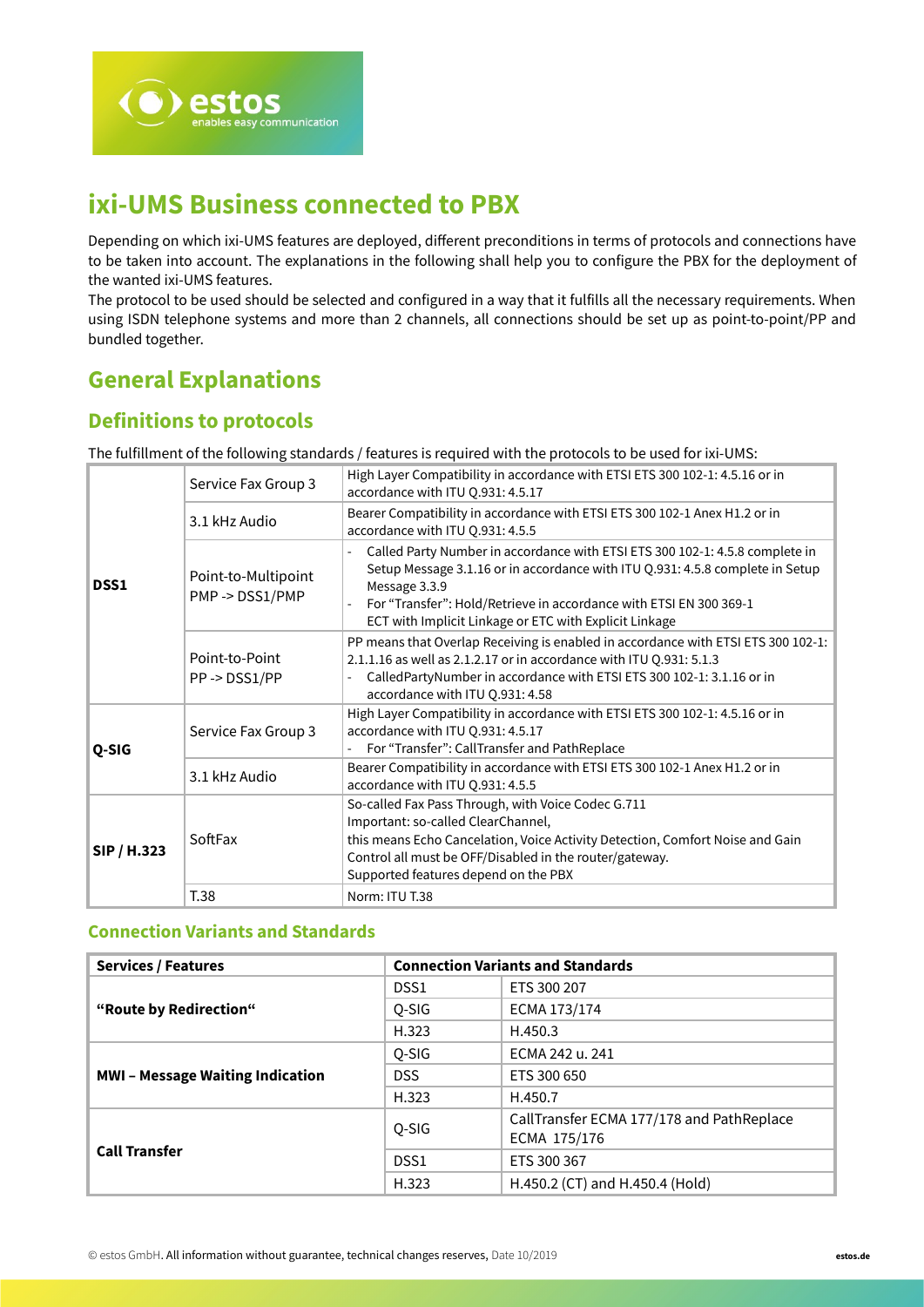# ixi-UMS Business connected to PBX

Depending on which ixi-UMS features are deployed, different preconditions in terms of protocols and connections have to be taken into account. The explanations in the following shall help you to configure the PBX for the deployment of the wanted ixi-UMS features.

The protocol to be used should be selected and configured in a way that it fulfills all the necessary requirements. When using ISDN telephone systems and more than 2 channels, all connections should be set up as point-to-point/PP and bundled together.

## General Explanations

### Definitions to protocols

The fulfillment of the following standards / features is required with the protocols to be used for ixi-UMS:

| | | |
|---|---|---|
| **DSS1** | Service Fax Group 3 | High Layer Compatibility in accordance with ETSI ETS 300 102-1: 4.5.16 or in accordance with ITU Q.931: 4.5.17 |
| | 3.1 kHz Audio | Bearer Compatibility in accordance with ETSI ETS 300 102-1 Anex H1.2 or in accordance with ITU Q.931: 4.5.5 |
| | Point-to-Multipoint PMP -> DSS1/PMP | - Called Party Number in accordance with ETSI ETS 300 102-1: 4.5.8 complete in Setup Message 3.1.16 or in accordance with ITU Q.931: 4.5.8 complete in Setup Message 3.3.9<br>- For "Transfer": Hold/Retrieve in accordance with ETSI EN 300 369-1 ECT with Implicit Linkage or ETC with Explicit Linkage |
| | Point-to-Point PP -> DSS1/PP | PP means that Overlap Receiving is enabled in accordance with ETSI ETS 300 102-1: 2.1.1.16 as well as 2.1.2.17 or in accordance with ITU Q.931: 5.1.3<br>- CalledPartyNumber in accordance with ETSI ETS 300 102-1: 3.1.16 or in accordance with ITU Q.931: 4.58 |
| **Q-SIG** | Service Fax Group 3 | High Layer Compatibility in accordance with ETSI ETS 300 102-1: 4.5.16 or in accordance with ITU Q.931: 4.5.17<br>- For "Transfer": CallTransfer and PathReplace |
| | 3.1 kHz Audio | Bearer Compatibility in accordance with ETSI ETS 300 102-1 Anex H1.2 or in accordance with ITU Q.931: 4.5.5 |
| **SIP / H.323** | SoftFax | So-called Fax Pass Through, with Voice Codec G.711<br>Important: so-called ClearChannel,<br>this means Echo Cancelation, Voice Activity Detection, Comfort Noise and Gain Control all must be OFF/Disabled in the router/gateway.<br>Supported features depend on the PBX |
| | T.38 | Norm: ITU T.38 |

### Connection Variants and Standards

| Services / Features | Connection Variants and Standards | |
|---|---|---|
| **"Route by Redirection"** | DSS1 | ETS 300 207 |
| | Q-SIG | ECMA 173/174 |
| | H.323 | H.450.3 |
| **MWI – Message Waiting Indication** | Q-SIG | ECMA 242 u. 241 |
| | DSS | ETS 300 650 |
| | H.323 | H.450.7 |
| **Call Transfer** | Q-SIG | CallTransfer ECMA 177/178 and PathReplace ECMA 175/176 |
| | DSS1 | ETS 300 367 |
| | H.323 | H.450.2 (CT) and H.450.4 (Hold) |

© estos GmbH. All information without guarantee, technical changes reserves, Date 10/2019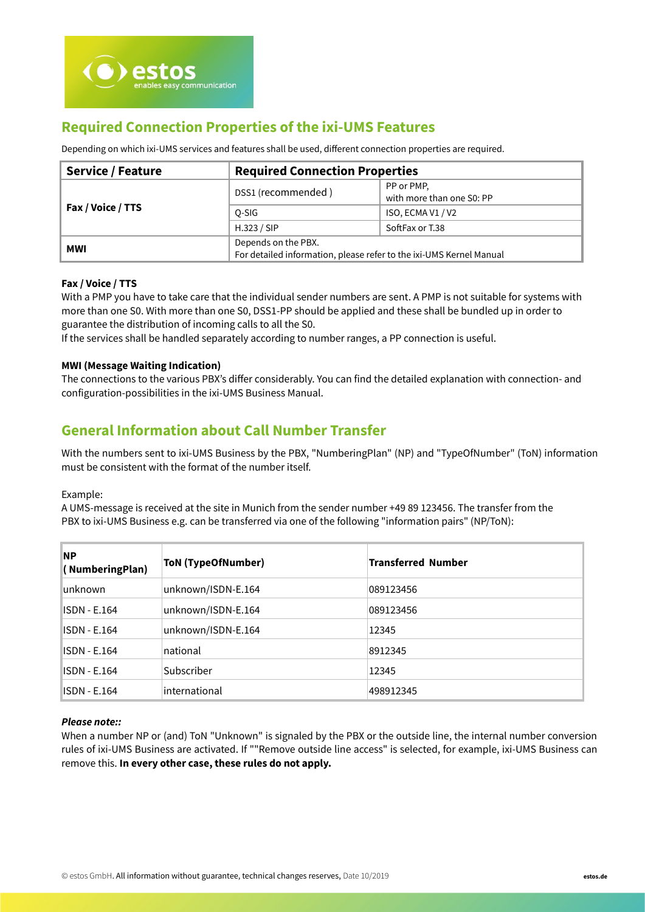## Required Connection Properties of the ixi-UMS Features

Depending on which ixi-UMS services and features shall be used, different connection properties are required.

| Service / Feature | Required Connection Properties | |
|---|---|---|
| Fax / Voice / TTS | DSS1 (recommended ) | PP or PMP, with more than one S0: PP |
| | Q-SIG | ISO, ECMA V1 / V2 |
| | H.323 / SIP | SoftFax or T.38 |
| MWI | Depends on the PBX. For detailed information, please refer to the ixi-UMS Kernel Manual | |

**Fax / Voice / TTS**

With a PMP you have to take care that the individual sender numbers are sent. A PMP is not suitable for systems with more than one S0. With more than one S0, DSS1-PP should be applied and these shall be bundled up in order to guarantee the distribution of incoming calls to all the S0.

If the services shall be handled separately according to number ranges, a PP connection is useful.

**MWI (Message Waiting Indication)**

The connections to the various PBX's differ considerably. You can find the detailed explanation with connection- and configuration-possibilities in the ixi-UMS Business Manual.

## General Information about Call Number Transfer

With the numbers sent to ixi-UMS Business by the PBX, "NumberingPlan" (NP) and "TypeOfNumber" (ToN) information must be consistent with the format of the number itself.

Example:

A UMS-message is received at the site in Munich from the sender number +49 89 123456. The transfer from the PBX to ixi-UMS Business e.g. can be transferred via one of the following "information pairs" (NP/ToN):

| NP ( NumberingPlan) | ToN (TypeOfNumber) | Transferred Number |
|---|---|---|
| unknown | unknown/ISDN-E.164 | 089123456 |
| ISDN - E.164 | unknown/ISDN-E.164 | 089123456 |
| ISDN - E.164 | unknown/ISDN-E.164 | 12345 |
| ISDN - E.164 | national | 8912345 |
| ISDN - E.164 | Subscriber | 12345 |
| ISDN - E.164 | international | 498912345 |

***Please note::***

When a number NP or (and) ToN "Unknown" is signaled by the PBX or the outside line, the internal number conversion rules of ixi-UMS Business are activated. If ""Remove outside line access" is selected, for example, ixi-UMS Business can remove this. **In every other case, these rules do not apply.**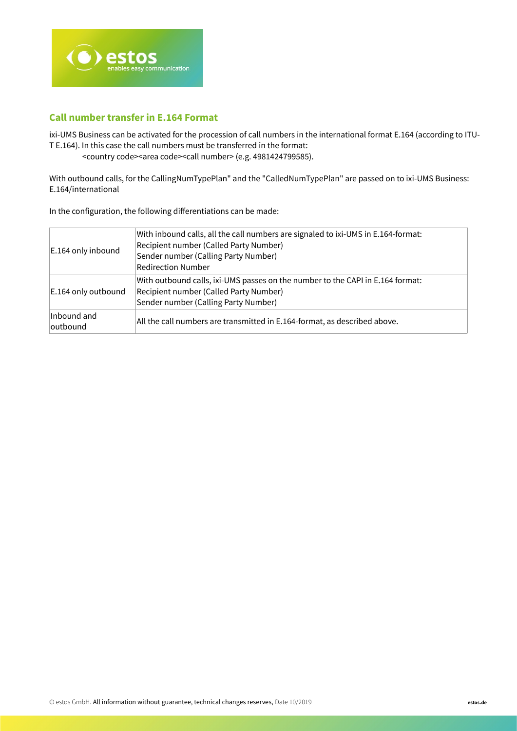## Call number transfer in E.164 Format

ixi-UMS Business can be activated for the procession of call numbers in the international format E.164 (according to ITU-T E.164). In this case the call numbers must be transferred in the format:

<country code><area code><call number> (e.g. 4981424799585).

With outbound calls, for the CallingNumTypePlan" and the "CalledNumTypePlan" are passed on to ixi-UMS Business: E.164/international

In the configuration, the following differentiations can be made:

| | |
|---|---|
| E.164 only inbound | With inbound calls, all the call numbers are signaled to ixi-UMS in E.164-format:<br>Recipient number (Called Party Number)<br>Sender number (Calling Party Number)<br>Redirection Number |
| E.164 only outbound | With outbound calls, ixi-UMS passes on the number to the CAPI in E.164 format:<br>Recipient number (Called Party Number)<br>Sender number (Calling Party Number) |
| Inbound and outbound | All the call numbers are transmitted in E.164-format, as described above. |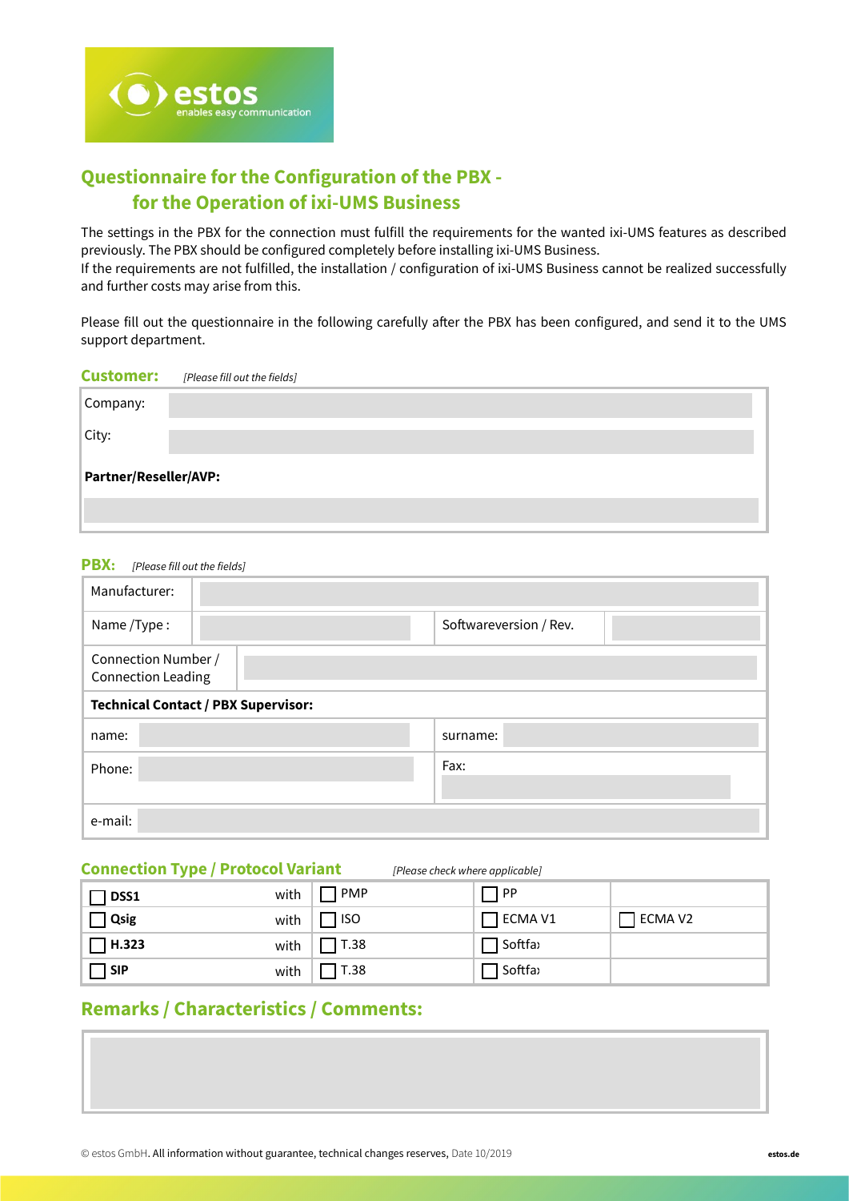# Questionnaire for the Configuration of the PBX - for the Operation of ixi-UMS Business

The settings in the PBX for the connection must fulfill the requirements for the wanted ixi-UMS features as described previously. The PBX should be configured completely before installing ixi-UMS Business.
If the requirements are not fulfilled, the installation / configuration of ixi-UMS Business cannot be realized successfully and further costs may arise from this.

Please fill out the questionnaire in the following carefully after the PBX has been configured, and send it to the UMS support department.

## Customer: *[Please fill out the fields]*

| | |
|---|---|
| Company: | |
| City: | |
| **Partner/Reseller/AVP:** | |
| | |

## PBX: *[Please fill out the fields]*

| | | | |
|---|---|---|---|
| Manufacturer: | | | |
| Name /Type : | | Softwareversion / Rev. | |
| Connection Number / Connection Leading | | | |
| **Technical Contact / PBX Supervisor:** | | | |
| name: | | surname: | |
| Phone: | | Fax: | |
| e-mail: | | | |

## Connection Type / Protocol Variant *[Please check where applicable]*

| | | | | |
|---|---|---|---|---|
| ☐ **DSS1** | with | ☐ PMP | ☐ PP | |
| ☐ **Qsig** | with | ☐ ISO | ☐ ECMA V1 | ☐ ECMA V2 |
| ☐ **H.323** | with | ☐ T.38 | ☐ Softfax | |
| ☐ **SIP** | with | ☐ T.38 | ☐ Softfax | |

## Remarks / Characteristics / Comments:

© estos GmbH. All information without guarantee, technical changes reserves, Date 10/2019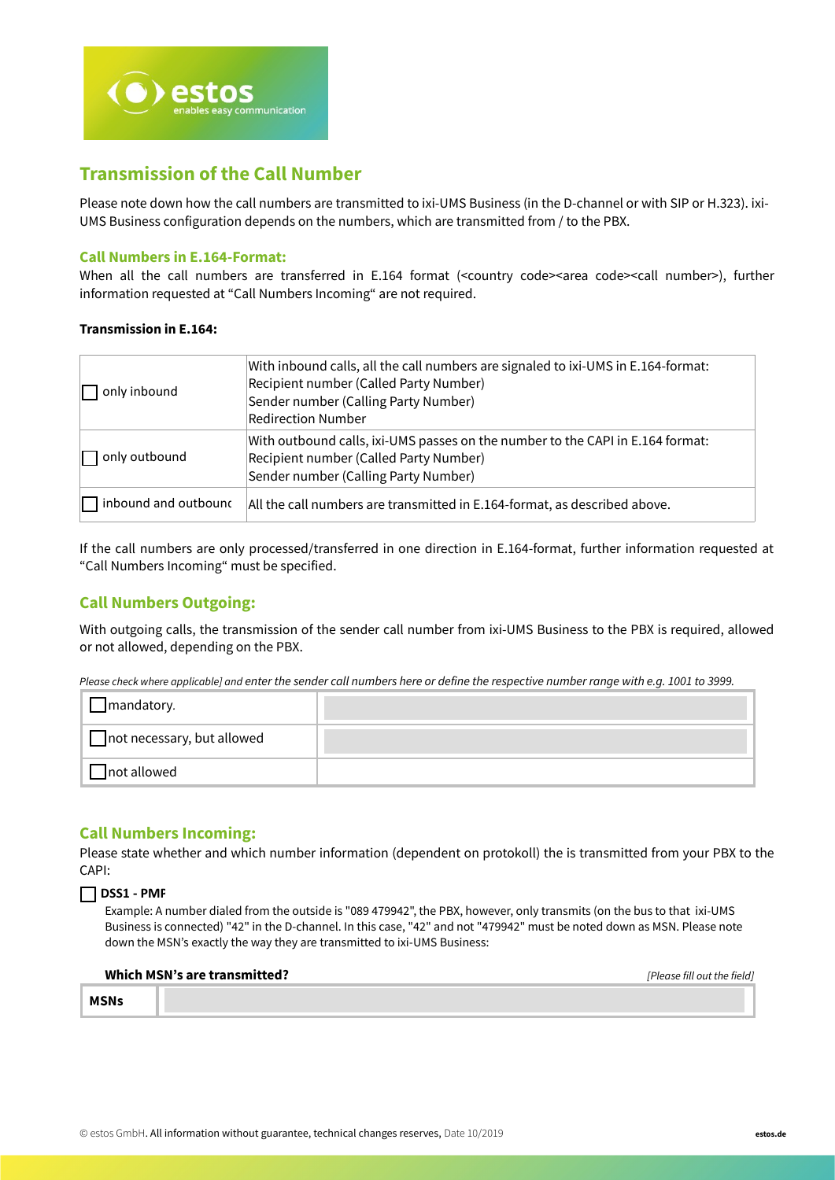## Transmission of the Call Number

Please note down how the call numbers are transmitted to ixi-UMS Business (in the D-channel or with SIP or H.323). ixi-UMS Business configuration depends on the numbers, which are transmitted from / to the PBX.

### Call Numbers in E.164-Format:

When all the call numbers are transferred in E.164 format (<country code><area code><call number>), further information requested at “Call Numbers Incoming“ are not required.

**Transmission in E.164:**

| | |
|---|---|
| ☐ only inbound | With inbound calls, all the call numbers are signaled to ixi-UMS in E.164-format:<br>Recipient number (Called Party Number)<br>Sender number (Calling Party Number)<br>Redirection Number |
| ☐ only outbound | With outbound calls, ixi-UMS passes on the number to the CAPI in E.164 format:<br>Recipient number (Called Party Number)<br>Sender number (Calling Party Number) |
| ☐ inbound and outbounc | All the call numbers are transmitted in E.164-format, as described above. |

If the call numbers are only processed/transferred in one direction in E.164-format, further information requested at “Call Numbers Incoming“ must be specified.

### Call Numbers Outgoing:

With outgoing calls, the transmission of the sender call number from ixi-UMS Business to the PBX is required, allowed or not allowed, depending on the PBX.

*Please check where applicable] and enter the sender call numbers here or define the respective number range with e.g. 1001 to 3999.*

| | |
|---|---|
| ☐ mandatory. | |
| ☐ not necessary, but allowed | |
| ☐ not allowed | |

### Call Numbers Incoming:

Please state whether and which number information (dependent on protokoll) the is transmitted from your PBX to the CAPI:

☐ **DSS1 - PMF**

Example: A number dialed from the outside is "089 479942", the PBX, however, only transmits (on the bus to that ixi-UMS Business is connected) "42" in the D-channel. In this case, "42" and not "479942" must be noted down as MSN. Please note down the MSN’s exactly the way they are transmitted to ixi-UMS Business:

**Which MSN’s are transmitted?** *[Please fill out the field]*

| | |
|---|---|
| **MSNs** | |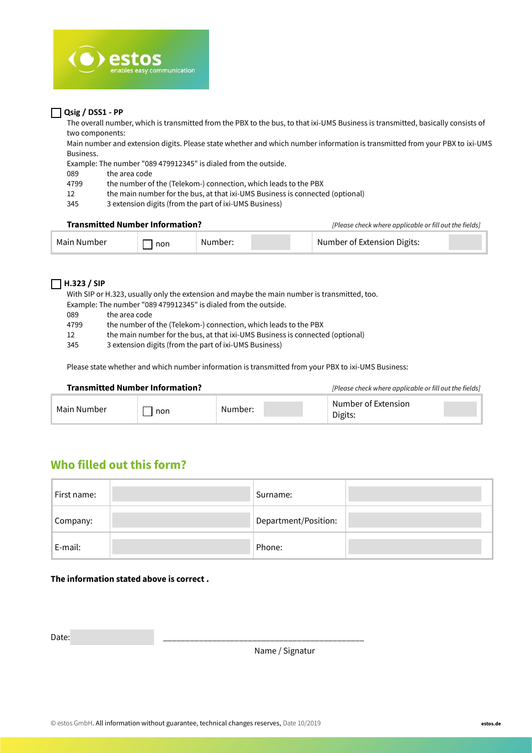☐ **Qsig / DSS1 - PP**

The overall number, which is transmitted from the PBX to the bus, to that ixi-UMS Business is transmitted, basically consists of two components:

Main number and extension digits. Please state whether and which number information is transmitted from your PBX to ixi-UMS Business.

Example: The number "089 479912345" is dialed from the outside.

| | |
|---|---|
| 089 | the area code |
| 4799 | the number of the (Telekom-) connection, which leads to the PBX |
| 12 | the main number for the bus, at that ixi-UMS Business is connected (optional) |
| 345 | 3 extension digits (from the part of ixi-UMS Business) |

**Transmitted Number Information?** *[Please check where applicable or fill out the fields]*

| | | | | | |
|---|---|---|---|---|---|
| Main Number | ☐ non | Number: | | Number of Extension Digits: | |

☐ **H.323 / SIP**

With SIP or H.323, usually only the extension and maybe the main number is transmitted, too.

Example: The number "089 479912345" is dialed from the outside.

| | |
|---|---|
| 089 | the area code |
| 4799 | the number of the (Telekom-) connection, which leads to the PBX |
| 12 | the main number for the bus, at that ixi-UMS Business is connected (optional) |
| 345 | 3 extension digits (from the part of ixi-UMS Business) |

Please state whether and which number information is transmitted from your PBX to ixi-UMS Business:

**Transmitted Number Information?** *[Please check where applicable or fill out the fields]*

| | | | | | |
|---|---|---|---|---|---|
| Main Number | ☐ non | Number: | | Number of Extension Digits: | |

## Who filled out this form?

| | | | |
|---|---|---|---|
| First name: | | Surname: | |
| Company: | | Department/Position: | |
| E-mail: | | Phone: | |

**The information stated above is correct .**

Date: ______ ____________________________________________

Name / Signatur

© estos GmbH. All information without guarantee, technical changes reserves, Date 10/2019